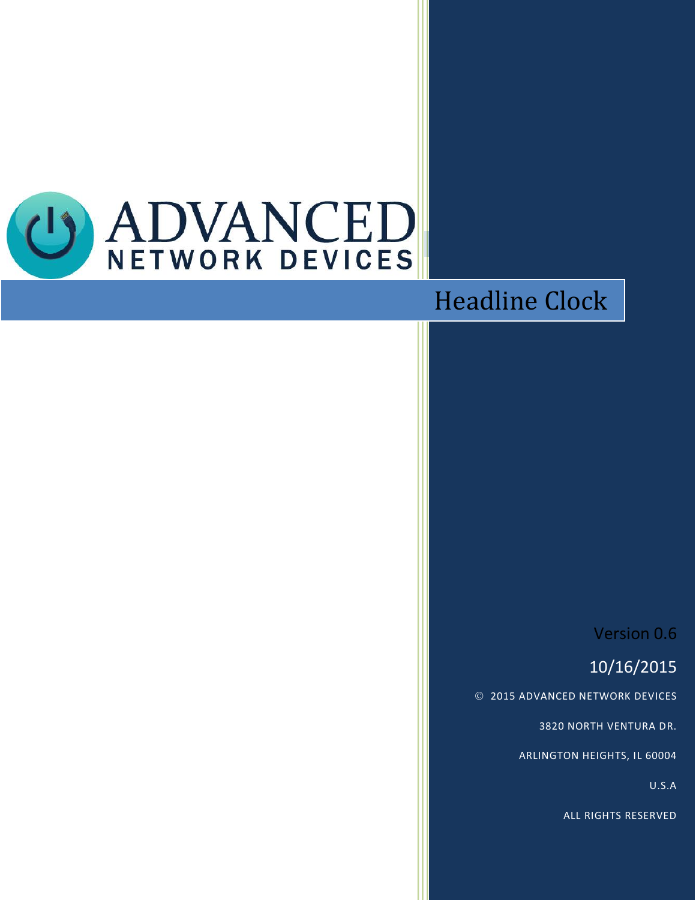ADVANCED

NETWORK DEVICES

# Headline Clock

Version 0.6

10/16/2015

© 2015 ADVANCED NETWORK DEVICES

3820 NORTH VENTURA DR.

ARLINGTON HEIGHTS, IL 60004

U.S.A

ALL RIGHTS RESERVED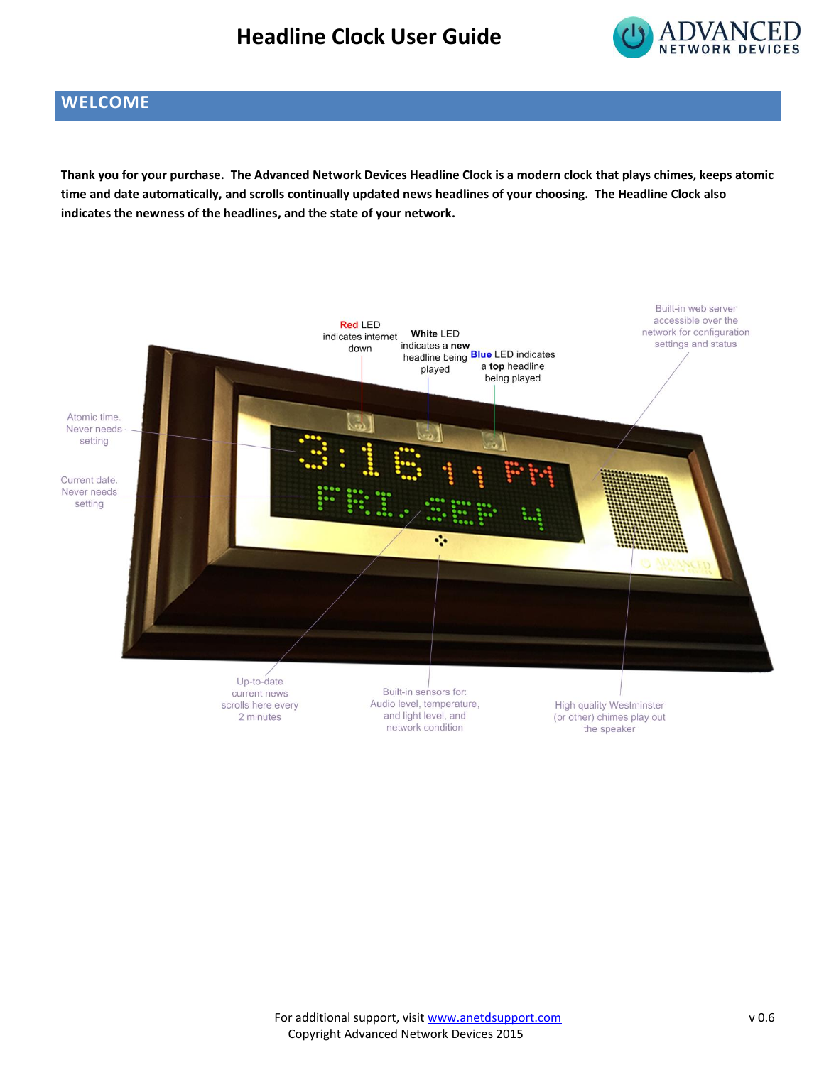## WELCOME

**Thank you for your purchase. The Advanced Network Devices Headline Clock is a modern clock that plays chimes, keeps atomic time and date automatically, and scrolls continually updated news headlines of your choosing. The Headline Clock also indicates the newness of the headlines, and the state of your network.**

**Red** LED indicates internet down

**White** LED indicates a **new** headline being played

**Blue** LED indicates a **top** headline being played

Built-in web server accessible over the network for configuration settings and status

Atomic time. Never needs setting

Current date. Never needs setting

Up-to-date current news scrolls here every 2 minutes

Built-in sensors for: Audio level, temperature, and light level, and network condition

High quality Westminster (or other) chimes play out the speaker

For additional support, visit www.anetdsupport.com

Copyright Advanced Network Devices 2015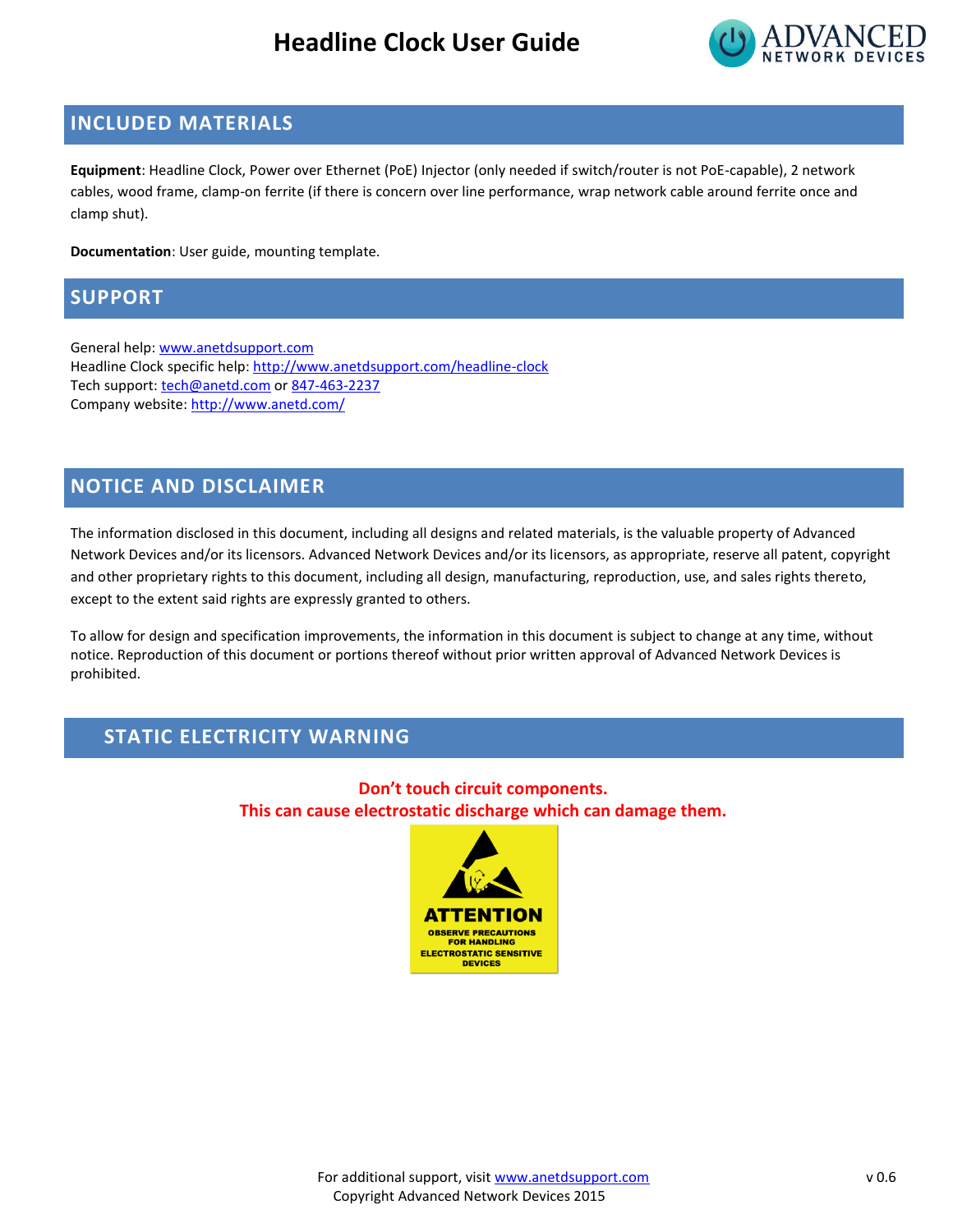## INCLUDED MATERIALS

**Equipment**: Headline Clock, Power over Ethernet (PoE) Injector (only needed if switch/router is not PoE-capable), 2 network cables, wood frame, clamp-on ferrite (if there is concern over line performance, wrap network cable around ferrite once and clamp shut).

**Documentation**: User guide, mounting template.

## SUPPORT

General help: www.anetdsupport.com
Headline Clock specific help: http://www.anetdsupport.com/headline-clock
Tech support: tech@anetd.com or 847-463-2237
Company website: http://www.anetd.com/

## NOTICE AND DISCLAIMER

The information disclosed in this document, including all designs and related materials, is the valuable property of Advanced Network Devices and/or its licensors. Advanced Network Devices and/or its licensors, as appropriate, reserve all patent, copyright and other proprietary rights to this document, including all design, manufacturing, reproduction, use, and sales rights thereto, except to the extent said rights are expressly granted to others.

To allow for design and specification improvements, the information in this document is subject to change at any time, without notice. Reproduction of this document or portions thereof without prior written approval of Advanced Network Devices is prohibited.

## STATIC ELECTRICITY WARNING

**Don't touch circuit components.**
**This can cause electrostatic discharge which can damage them.**

ATTENTION
OBSERVE PRECAUTIONS FOR HANDLING ELECTROSTATIC SENSITIVE DEVICES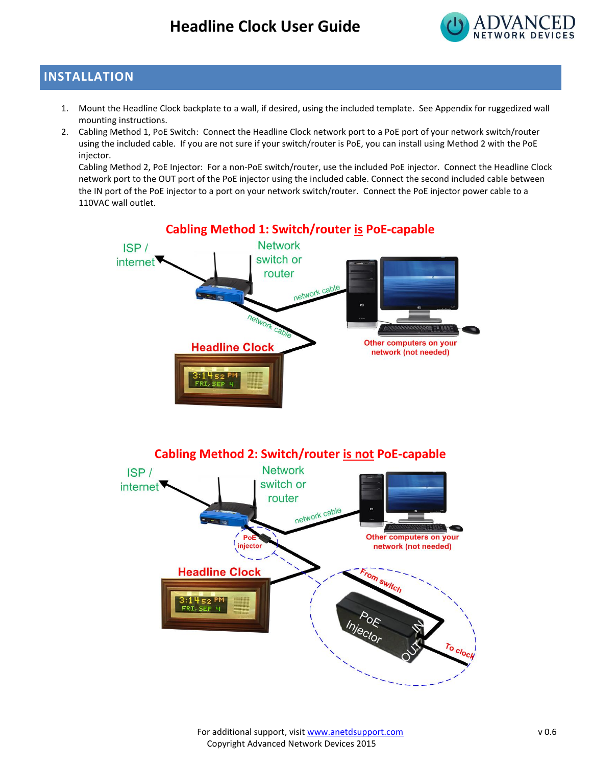## INSTALLATION

1. Mount the Headline Clock backplate to a wall, if desired, using the included template. See Appendix for ruggedized wall mounting instructions.
2. Cabling Method 1, PoE Switch: Connect the Headline Clock network port to a PoE port of your network switch/router using the included cable. If you are not sure if your switch/router is PoE, you can install using Method 2 with the PoE injector.
   Cabling Method 2, PoE Injector: For a non-PoE switch/router, use the included PoE injector. Connect the Headline Clock network port to the OUT port of the PoE injector using the included cable. Connect the second included cable between the IN port of the PoE injector to a port on your network switch/router. Connect the PoE injector power cable to a 110VAC wall outlet.

**Cabling Method 1: Switch/router is PoE-capable**

ISP / internet — Network switch or router — network cable — Other computers on your network (not needed)

network cable — Headline Clock

**Cabling Method 2: Switch/router is not PoE-capable**

ISP / internet — Network switch or router — network cable — Other computers on your network (not needed)

PoE injector — Headline Clock

PoE Injector: IN (From switch), OUT (To clock)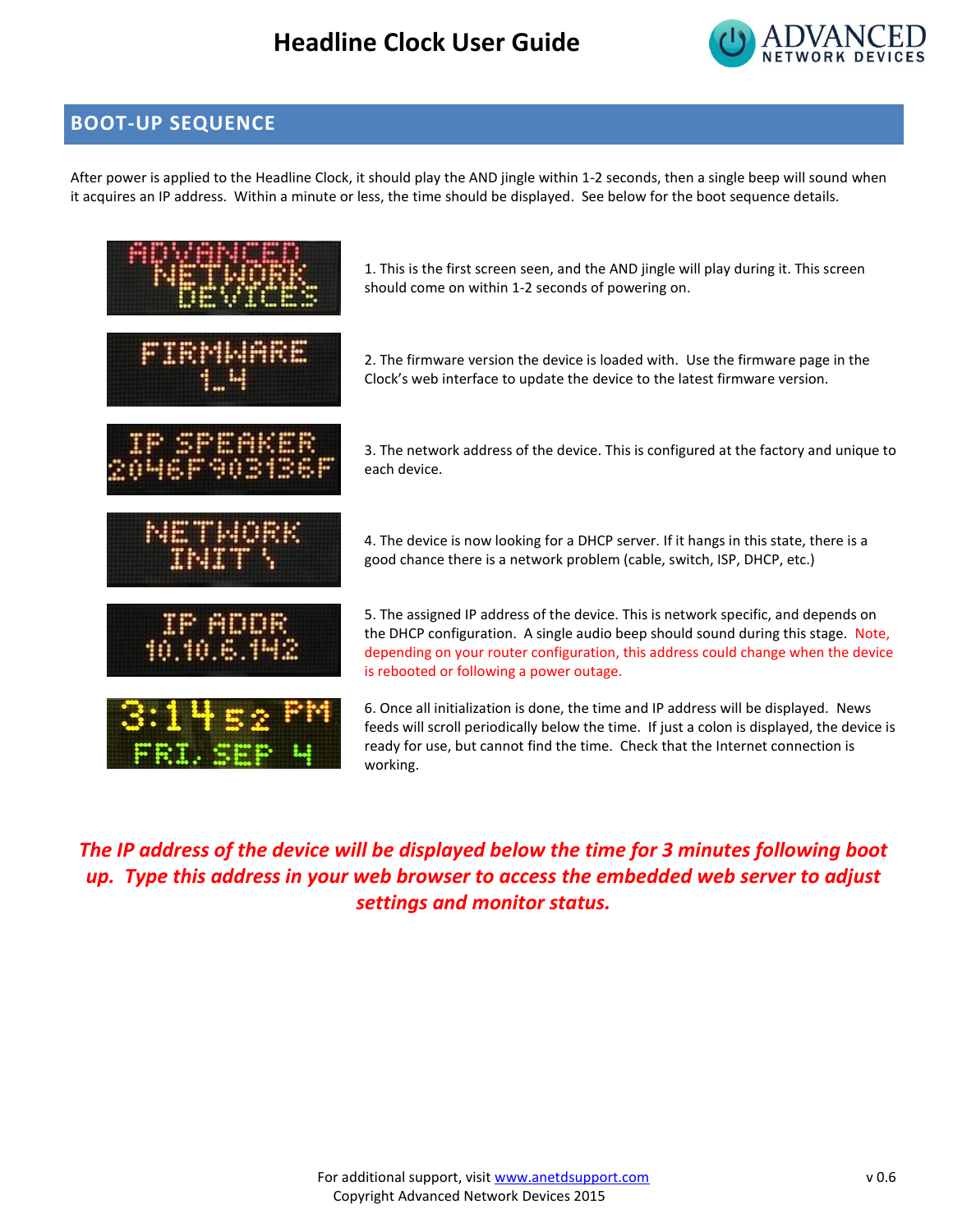## BOOT-UP SEQUENCE

After power is applied to the Headline Clock, it should play the AND jingle within 1-2 seconds, then a single beep will sound when it acquires an IP address. Within a minute or less, the time should be displayed. See below for the boot sequence details.

1. This is the first screen seen, and the AND jingle will play during it. This screen should come on within 1-2 seconds of powering on.

2. The firmware version the device is loaded with. Use the firmware page in the Clock's web interface to update the device to the latest firmware version.

3. The network address of the device. This is configured at the factory and unique to each device.

4. The device is now looking for a DHCP server. If it hangs in this state, there is a good chance there is a network problem (cable, switch, ISP, DHCP, etc.)

5. The assigned IP address of the device. This is network specific, and depends on the DHCP configuration. A single audio beep should sound during this stage. Note, depending on your router configuration, this address could change when the device is rebooted or following a power outage.

6. Once all initialization is done, the time and IP address will be displayed. News feeds will scroll periodically below the time. If just a colon is displayed, the device is ready for use, but cannot find the time. Check that the Internet connection is working.

***The IP address of the device will be displayed below the time for 3 minutes following boot up. Type this address in your web browser to access the embedded web server to adjust settings and monitor status.***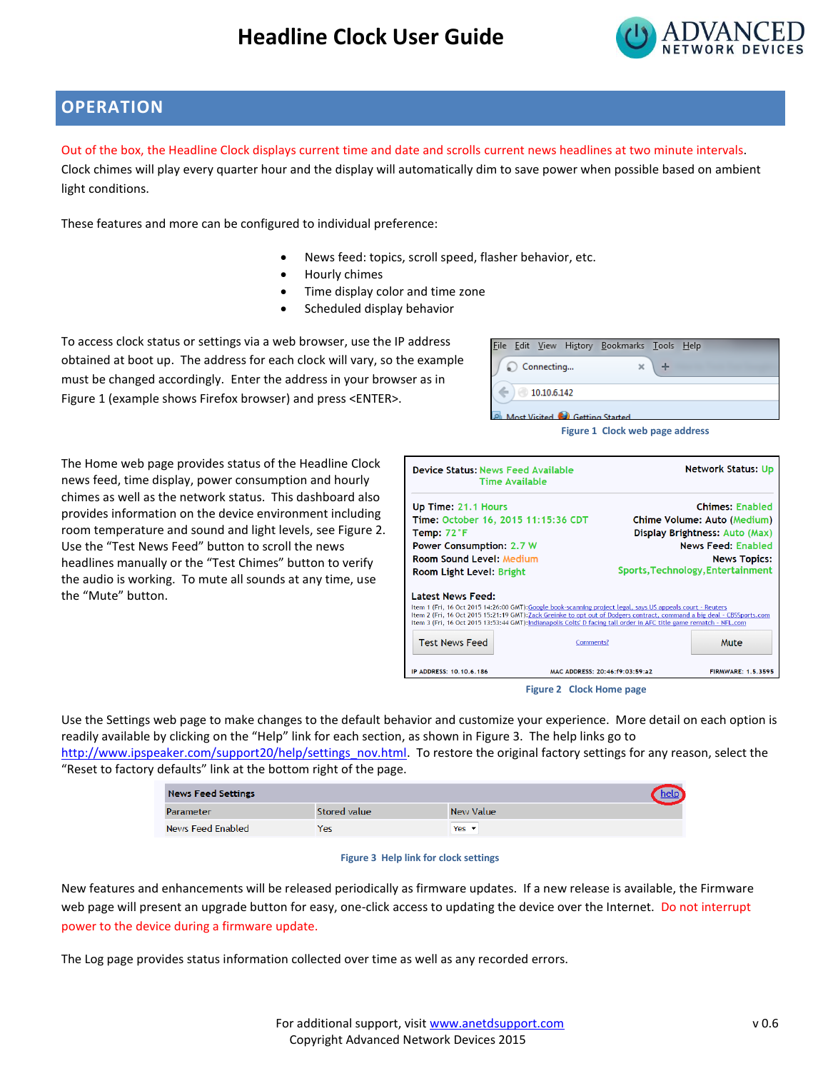## OPERATION

Out of the box, the Headline Clock displays current time and date and scrolls current news headlines at two minute intervals. Clock chimes will play every quarter hour and the display will automatically dim to save power when possible based on ambient light conditions.

These features and more can be configured to individual preference:

- News feed: topics, scroll speed, flasher behavior, etc.
- Hourly chimes
- Time display color and time zone
- Scheduled display behavior

To access clock status or settings via a web browser, use the IP address obtained at boot up. The address for each clock will vary, so the example must be changed accordingly. Enter the address in your browser as in Figure 1 (example shows Firefox browser) and press <ENTER>.

Figure 1 Clock web page address

The Home web page provides status of the Headline Clock news feed, time display, power consumption and hourly chimes as well as the network status. This dashboard also provides information on the device environment including room temperature and sound and light levels, see Figure 2. Use the "Test News Feed" button to scroll the news headlines manually or the "Test Chimes" button to verify the audio is working. To mute all sounds at any time, use the "Mute" button.

Figure 2 Clock Home page

Use the Settings web page to make changes to the default behavior and customize your experience. More detail on each option is readily available by clicking on the "Help" link for each section, as shown in Figure 3. The help links go to http://www.ipspeaker.com/support20/help/settings_nov.html. To restore the original factory settings for any reason, select the "Reset to factory defaults" link at the bottom right of the page.

Figure 3 Help link for clock settings

New features and enhancements will be released periodically as firmware updates. If a new release is available, the Firmware web page will present an upgrade button for easy, one-click access to updating the device over the Internet. Do not interrupt power to the device during a firmware update.

The Log page provides status information collected over time as well as any recorded errors.

For additional support, visit www.anetdsupport.com
Copyright Advanced Network Devices 2015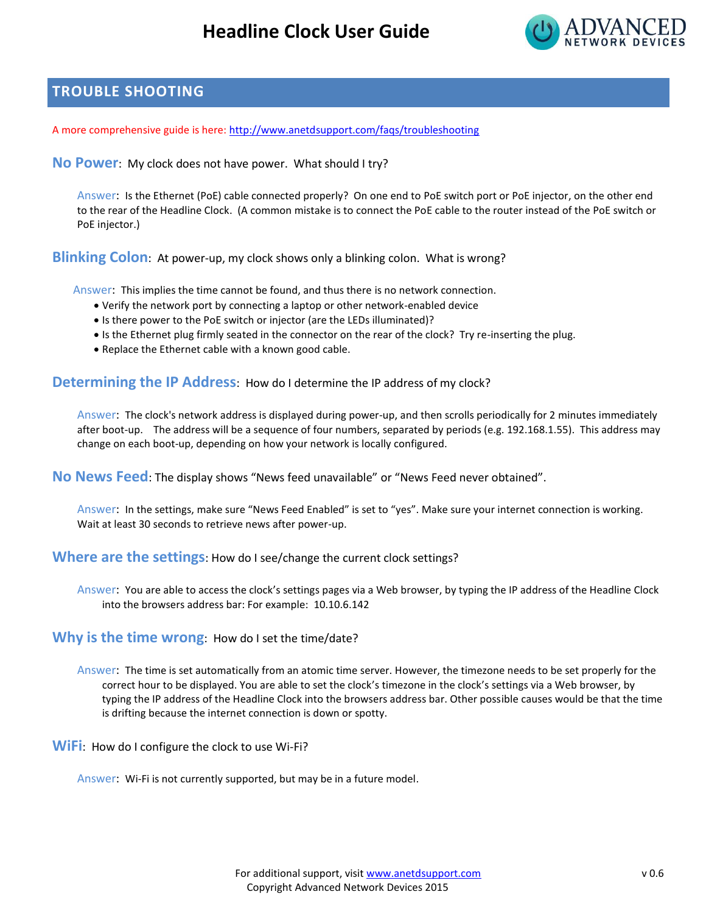## TROUBLE SHOOTING

A more comprehensive guide is here: [http://www.anetdsupport.com/faqs/troubleshooting](http://www.anetdsupport.com/faqs/troubleshooting)

**No Power**: My clock does not have power. What should I try?

Answer: Is the Ethernet (PoE) cable connected properly? On one end to PoE switch port or PoE injector, on the other end to the rear of the Headline Clock. (A common mistake is to connect the PoE cable to the router instead of the PoE switch or PoE injector.)

**Blinking Colon**: At power-up, my clock shows only a blinking colon. What is wrong?

Answer: This implies the time cannot be found, and thus there is no network connection.

- Verify the network port by connecting a laptop or other network-enabled device
- Is there power to the PoE switch or injector (are the LEDs illuminated)?
- Is the Ethernet plug firmly seated in the connector on the rear of the clock? Try re-inserting the plug.
- Replace the Ethernet cable with a known good cable.

**Determining the IP Address**: How do I determine the IP address of my clock?

Answer: The clock's network address is displayed during power-up, and then scrolls periodically for 2 minutes immediately after boot-up. The address will be a sequence of four numbers, separated by periods (e.g. 192.168.1.55). This address may change on each boot-up, depending on how your network is locally configured.

**No News Feed**: The display shows "News feed unavailable" or "News Feed never obtained".

Answer: In the settings, make sure "News Feed Enabled" is set to "yes". Make sure your internet connection is working. Wait at least 30 seconds to retrieve news after power-up.

**Where are the settings**: How do I see/change the current clock settings?

Answer: You are able to access the clock's settings pages via a Web browser, by typing the IP address of the Headline Clock into the browsers address bar: For example: 10.10.6.142

**Why is the time wrong**: How do I set the time/date?

Answer: The time is set automatically from an atomic time server. However, the timezone needs to be set properly for the correct hour to be displayed. You are able to set the clock's timezone in the clock's settings via a Web browser, by typing the IP address of the Headline Clock into the browsers address bar. Other possible causes would be that the time is drifting because the internet connection is down or spotty.

**WiFi**: How do I configure the clock to use Wi-Fi?

Answer: Wi-Fi is not currently supported, but may be in a future model.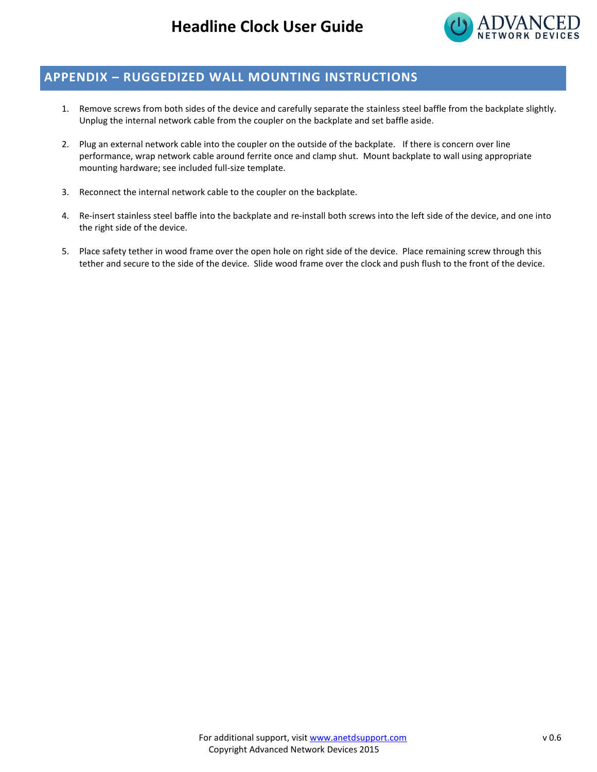## APPENDIX – RUGGEDIZED WALL MOUNTING INSTRUCTIONS

1. Remove screws from both sides of the device and carefully separate the stainless steel baffle from the backplate slightly. Unplug the internal network cable from the coupler on the backplate and set baffle aside.

2. Plug an external network cable into the coupler on the outside of the backplate. If there is concern over line performance, wrap network cable around ferrite once and clamp shut. Mount backplate to wall using appropriate mounting hardware; see included full-size template.

3. Reconnect the internal network cable to the coupler on the backplate.

4. Re-insert stainless steel baffle into the backplate and re-install both screws into the left side of the device, and one into the right side of the device.

5. Place safety tether in wood frame over the open hole on right side of the device. Place remaining screw through this tether and secure to the side of the device. Slide wood frame over the clock and push flush to the front of the device.